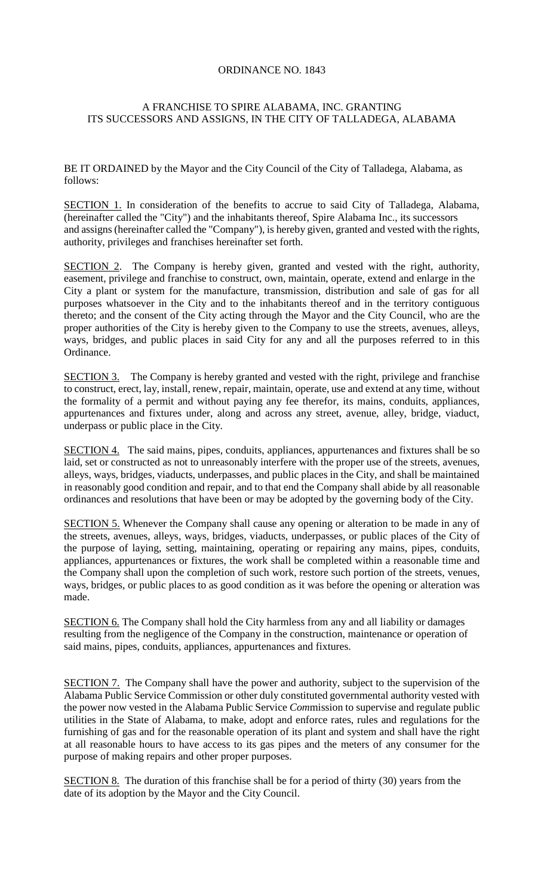# ORDINANCE NO. 1843

## A FRANCHISE TO SPIRE ALABAMA, INC. GRANTING ITS SUCCESSORS AND ASSIGNS, IN THE CITY OF TALLADEGA, ALABAMA

BE IT ORDAINED by the Mayor and the City Council of the City of Talladega, Alabama, as follows:

SECTION 1. In consideration of the benefits to accrue to said City of Talladega, Alabama, (hereinafter called the "City") and the inhabitants thereof, Spire Alabama Inc., its successors and assigns (hereinafter called the "Company"), is hereby given, granted and vested with the rights, authority, privileges and franchises hereinafter set forth.

SECTION 2. The Company is hereby given, granted and vested with the right, authority, easement, privilege and franchise to construct, own, maintain, operate, extend and enlarge in the City a plant or system for the manufacture, transmission, distribution and sale of gas for all purposes whatsoever in the City and to the inhabitants thereof and in the territory contiguous thereto; and the consent of the City acting through the Mayor and the City Council, who are the proper authorities of the City is hereby given to the Company to use the streets, avenues, alleys, ways, bridges, and public places in said City for any and all the purposes referred to in this Ordinance.

SECTION 3. The Company is hereby granted and vested with the right, privilege and franchise to construct, erect, lay, install, renew, repair, maintain, operate, use and extend at any time, without the formality of a permit and without paying any fee therefor, its mains, conduits, appliances, appurtenances and fixtures under, along and across any street, avenue, alley, bridge, viaduct, underpass or public place in the City.

SECTION 4. The said mains, pipes, conduits, appliances, appurtenances and fixtures shall be so laid, set or constructed as not to unreasonably interfere with the proper use of the streets, avenues, alleys, ways, bridges, viaducts, underpasses, and public places in the City, and shall be maintained in reasonably good condition and repair, and to that end the Company shall abide by all reasonable ordinances and resolutions that have been or may be adopted by the governing body of the City.

SECTION 5. Whenever the Company shall cause any opening or alteration to be made in any of the streets, avenues, alleys, ways, bridges, viaducts, underpasses, or public places of the City of the purpose of laying, setting, maintaining, operating or repairing any mains, pipes, conduits, appliances, appurtenances or fixtures, the work shall be completed within a reasonable time and the Company shall upon the completion of such work, restore such portion of the streets, venues, ways, bridges, or public places to as good condition as it was before the opening or alteration was made.

SECTION 6. The Company shall hold the City harmless from any and all liability or damages resulting from the negligence of the Company in the construction, maintenance or operation of said mains, pipes, conduits, appliances, appurtenances and fixtures.

SECTION 7. The Company shall have the power and authority, subject to the supervision of the Alabama Public Service Commission or other duly constituted governmental authority vested with the power now vested in the Alabama Public Service Commission to supervise and regulate public utilities in the State of Alabama, to make, adopt and enforce rates, rules and regulations for the furnishing of gas and for the reasonable operation of its plant and system and shall have the right at all reasonable hours to have access to its gas pipes and the meters of any consumer for the purpose of making repairs and other proper purposes.

SECTION 8. The duration of this franchise shall be for a period of thirty (30) years from the date of its adoption by the Mayor and the City Council.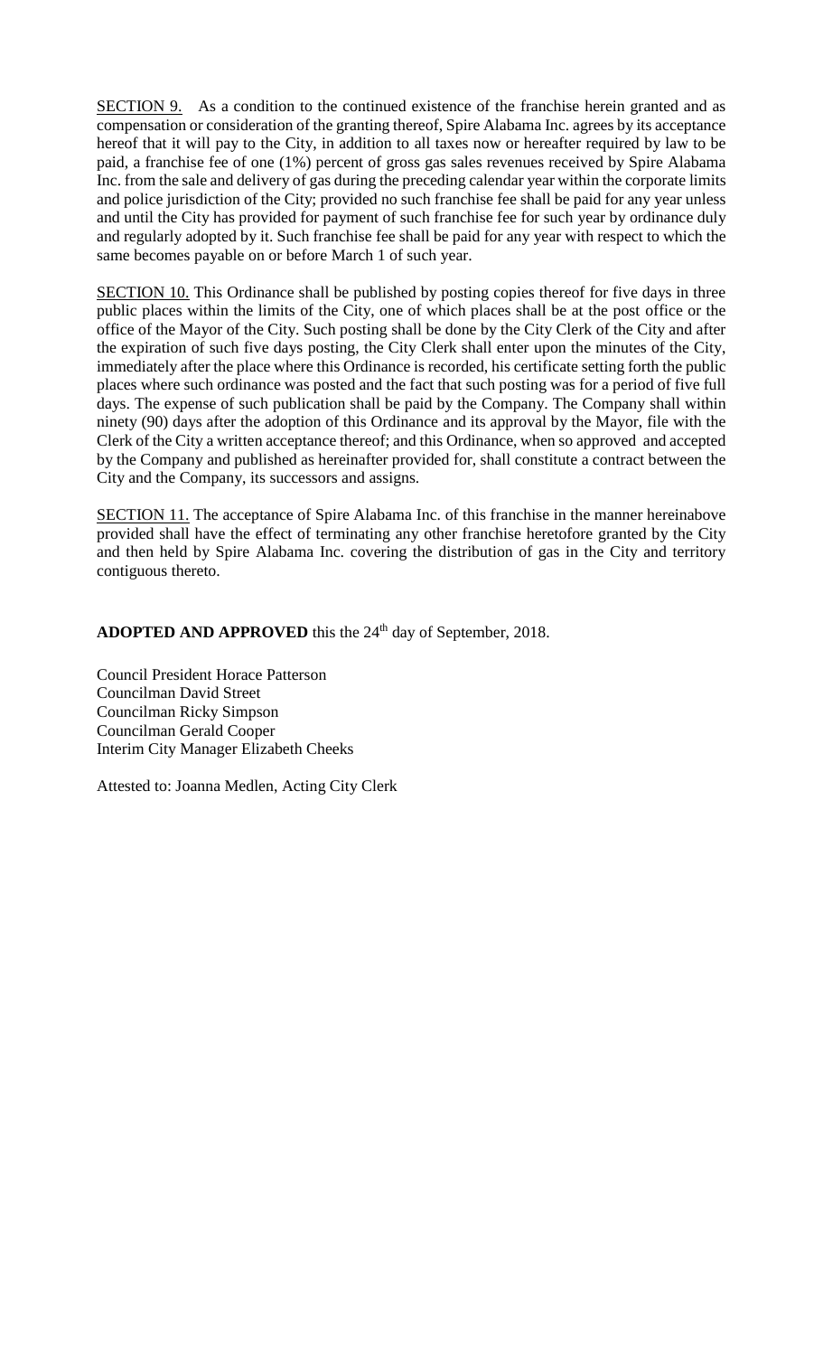SECTION 9. As a condition to the continued existence of the franchise herein granted and as compensation or consideration of the granting thereof, Spire Alabama Inc. agrees by its acceptance hereof that it will pay to the City, in addition to all taxes now or hereafter required by law to be paid, a franchise fee of one (1%) percent of gross gas sales revenues received by Spire Alabama Inc. from the sale and delivery of gas during the preceding calendar year within the corporate limits and police jurisdiction of the City; provided no such franchise fee shall be paid for any year unless and until the City has provided for payment of such franchise fee for such year by ordinance duly and regularly adopted by it. Such franchise fee shall be paid for any year with respect to which the same becomes payable on or before March 1 of such year.

SECTION 10. This Ordinance shall be published by posting copies thereof for five days in three public places within the limits of the City, one of which places shall be at the post office or the office of the Mayor of the City. Such posting shall be done by the City Clerk of the City and after the expiration of such five days posting, the City Clerk shall enter upon the minutes of the City, immediately after the place where this Ordinance is recorded, his certificate setting forth the public places where such ordinance was posted and the fact that such posting was for a period of five full days. The expense of such publication shall be paid by the Company. The Company shall within ninety (90) days after the adoption of this Ordinance and its approval by the Mayor, file with the Clerk of the City a written acceptance thereof; and this Ordinance, when so approved and accepted by the Company and published as hereinafter provided for, shall constitute a contract between the City and the Company, its successors and assigns.

SECTION 11. The acceptance of Spire Alabama Inc. of this franchise in the manner hereinabove provided shall have the effect of terminating any other franchise heretofore granted by the City and then held by Spire Alabama Inc. covering the distribution of gas in the City and territory contiguous thereto.

**ADOPTED AND APPROVED** this the 24th day of September, 2018.

Council President Horace Patterson
Councilman David Street
Councilman Ricky Simpson
Councilman Gerald Cooper
Interim City Manager Elizabeth Cheeks

Attested to: Joanna Medlen, Acting City Clerk